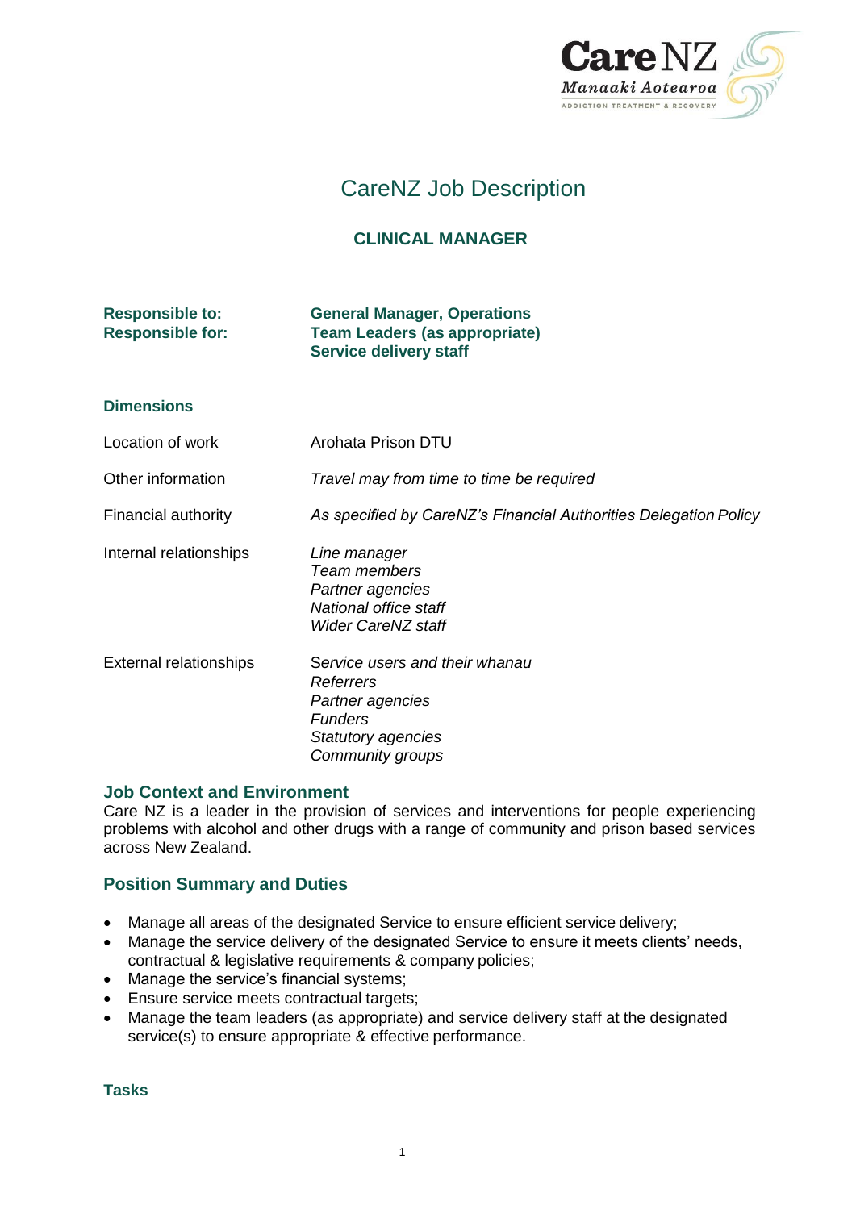# CareNZ Job Description

## CLINICAL MANAGER

| | |
|---|---|
| **Responsible to:** | **General Manager, Operations** |
| **Responsible for:** | **Team Leaders (as appropriate)**<br>**Service delivery staff** |

### Dimensions

| | |
|---|---|
| Location of work | Arohata Prison DTU |
| Other information | *Travel may from time to time be required* |
| Financial authority | *As specified by CareNZ's Financial Authorities Delegation Policy* |
| Internal relationships | *Line manager*<br>*Team members*<br>*Partner agencies*<br>*National office staff*<br>*Wider CareNZ staff* |
| External relationships | *Service users and their whanau*<br>*Referrers*<br>*Partner agencies*<br>*Funders*<br>*Statutory agencies*<br>*Community groups* |

### Job Context and Environment

Care NZ is a leader in the provision of services and interventions for people experiencing problems with alcohol and other drugs with a range of community and prison based services across New Zealand.

### Position Summary and Duties

- Manage all areas of the designated Service to ensure efficient service delivery;
- Manage the service delivery of the designated Service to ensure it meets clients' needs, contractual & legislative requirements & company policies;
- Manage the service's financial systems;
- Ensure service meets contractual targets;
- Manage the team leaders (as appropriate) and service delivery staff at the designated service(s) to ensure appropriate & effective performance.

### Tasks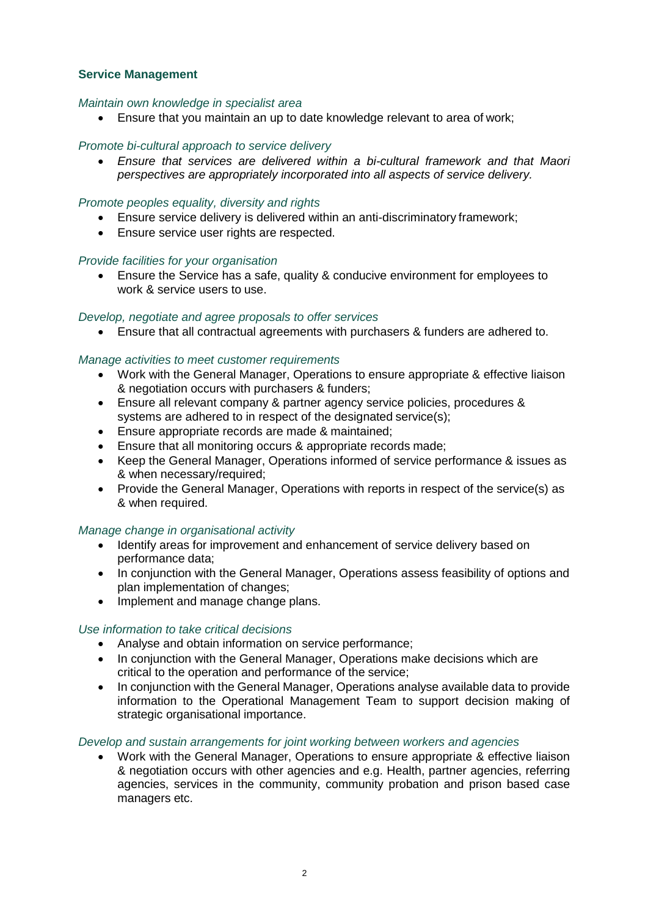**Service Management**

*Maintain own knowledge in specialist area*

- Ensure that you maintain an up to date knowledge relevant to area of work;

*Promote bi-cultural approach to service delivery*

- *Ensure that services are delivered within a bi-cultural framework and that Maori perspectives are appropriately incorporated into all aspects of service delivery.*

*Promote peoples equality, diversity and rights*

- Ensure service delivery is delivered within an anti-discriminatory framework;
- Ensure service user rights are respected.

*Provide facilities for your organisation*

- Ensure the Service has a safe, quality & conducive environment for employees to work & service users to use.

*Develop, negotiate and agree proposals to offer services*

- Ensure that all contractual agreements with purchasers & funders are adhered to.

*Manage activities to meet customer requirements*

- Work with the General Manager, Operations to ensure appropriate & effective liaison & negotiation occurs with purchasers & funders;
- Ensure all relevant company & partner agency service policies, procedures & systems are adhered to in respect of the designated service(s);
- Ensure appropriate records are made & maintained;
- Ensure that all monitoring occurs & appropriate records made;
- Keep the General Manager, Operations informed of service performance & issues as & when necessary/required;
- Provide the General Manager, Operations with reports in respect of the service(s) as & when required.

*Manage change in organisational activity*

- Identify areas for improvement and enhancement of service delivery based on performance data;
- In conjunction with the General Manager, Operations assess feasibility of options and plan implementation of changes;
- Implement and manage change plans.

*Use information to take critical decisions*

- Analyse and obtain information on service performance;
- In conjunction with the General Manager, Operations make decisions which are critical to the operation and performance of the service;
- In conjunction with the General Manager, Operations analyse available data to provide information to the Operational Management Team to support decision making of strategic organisational importance.

*Develop and sustain arrangements for joint working between workers and agencies*

- Work with the General Manager, Operations to ensure appropriate & effective liaison & negotiation occurs with other agencies and e.g. Health, partner agencies, referring agencies, services in the community, community probation and prison based case managers etc.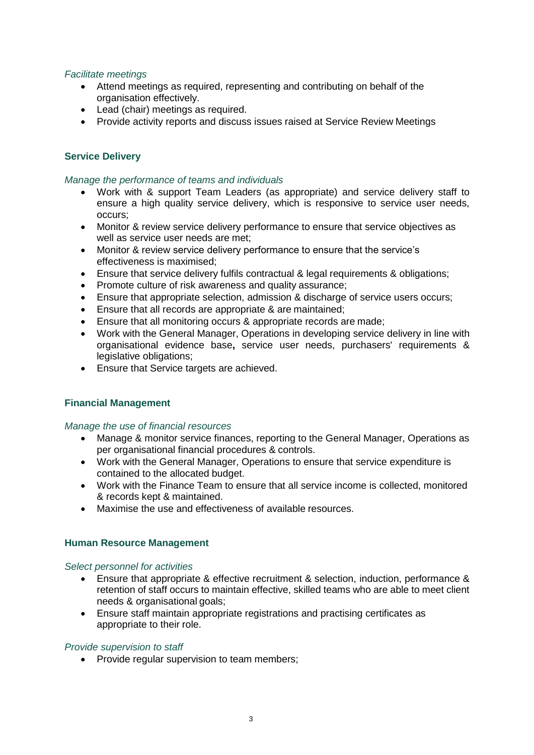*Facilitate meetings*

- Attend meetings as required, representing and contributing on behalf of the organisation effectively.
- Lead (chair) meetings as required.
- Provide activity reports and discuss issues raised at Service Review Meetings

**Service Delivery**

*Manage the performance of teams and individuals*

- Work with & support Team Leaders (as appropriate) and service delivery staff to ensure a high quality service delivery, which is responsive to service user needs, occurs;
- Monitor & review service delivery performance to ensure that service objectives as well as service user needs are met;
- Monitor & review service delivery performance to ensure that the service's effectiveness is maximised;
- Ensure that service delivery fulfils contractual & legal requirements & obligations;
- Promote culture of risk awareness and quality assurance;
- Ensure that appropriate selection, admission & discharge of service users occurs;
- Ensure that all records are appropriate & are maintained;
- Ensure that all monitoring occurs & appropriate records are made;
- Work with the General Manager, Operations in developing service delivery in line with organisational evidence base**,** service user needs, purchasers' requirements & legislative obligations;
- Ensure that Service targets are achieved.

**Financial Management**

*Manage the use of financial resources*

- Manage & monitor service finances, reporting to the General Manager, Operations as per organisational financial procedures & controls.
- Work with the General Manager, Operations to ensure that service expenditure is contained to the allocated budget.
- Work with the Finance Team to ensure that all service income is collected, monitored & records kept & maintained.
- Maximise the use and effectiveness of available resources.

**Human Resource Management**

*Select personnel for activities*

- Ensure that appropriate & effective recruitment & selection, induction, performance & retention of staff occurs to maintain effective, skilled teams who are able to meet client needs & organisational goals;
- Ensure staff maintain appropriate registrations and practising certificates as appropriate to their role.

*Provide supervision to staff*

- Provide regular supervision to team members;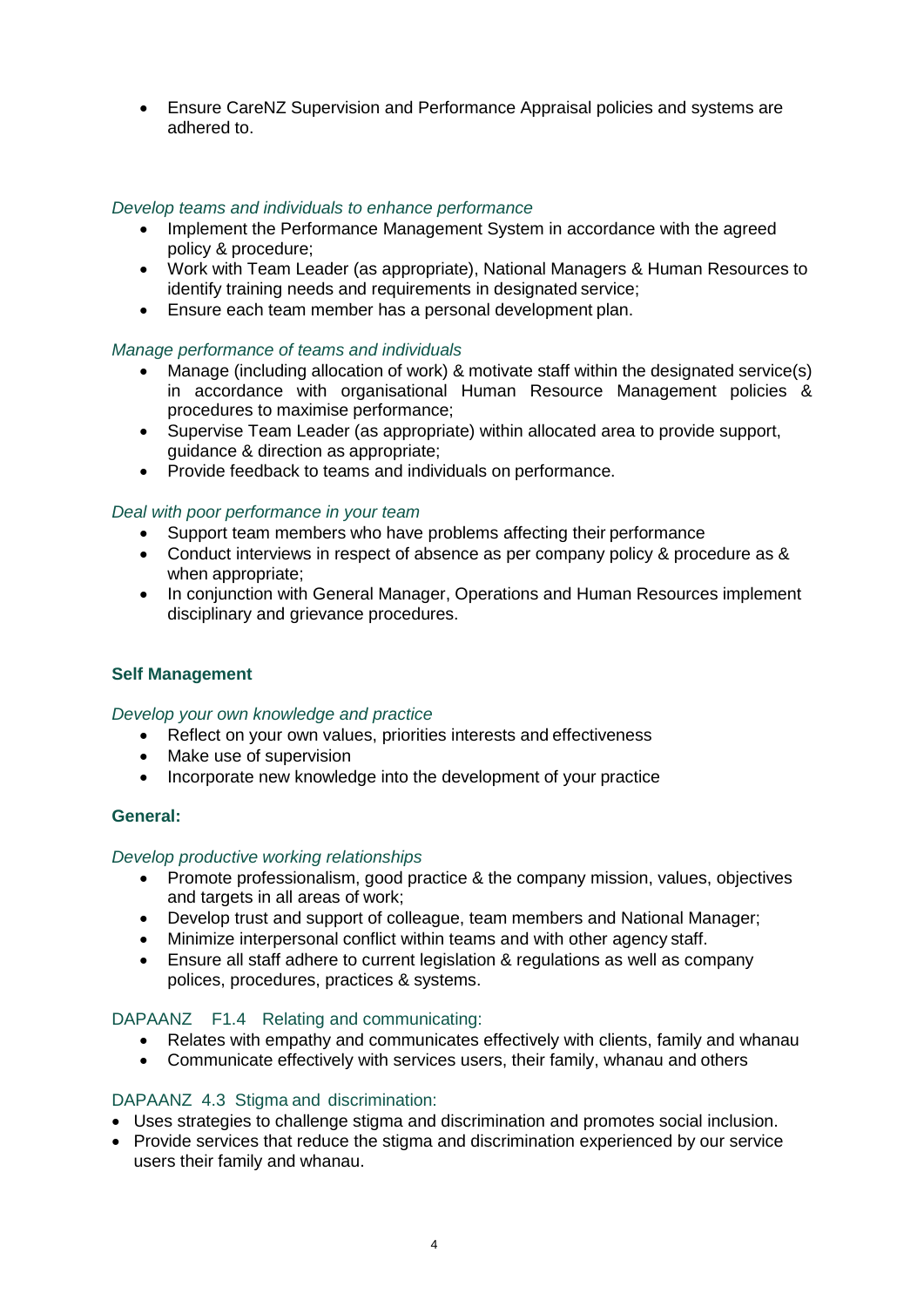- Ensure CareNZ Supervision and Performance Appraisal policies and systems are adhered to.

*Develop teams and individuals to enhance performance*

- Implement the Performance Management System in accordance with the agreed policy & procedure;
- Work with Team Leader (as appropriate), National Managers & Human Resources to identify training needs and requirements in designated service;
- Ensure each team member has a personal development plan.

*Manage performance of teams and individuals*

- Manage (including allocation of work) & motivate staff within the designated service(s) in accordance with organisational Human Resource Management policies & procedures to maximise performance;
- Supervise Team Leader (as appropriate) within allocated area to provide support, guidance & direction as appropriate;
- Provide feedback to teams and individuals on performance.

*Deal with poor performance in your team*

- Support team members who have problems affecting their performance
- Conduct interviews in respect of absence as per company policy & procedure as & when appropriate;
- In conjunction with General Manager, Operations and Human Resources implement disciplinary and grievance procedures.

**Self Management**

*Develop your own knowledge and practice*

- Reflect on your own values, priorities interests and effectiveness
- Make use of supervision
- Incorporate new knowledge into the development of your practice

**General:**

*Develop productive working relationships*

- Promote professionalism, good practice & the company mission, values, objectives and targets in all areas of work;
- Develop trust and support of colleague, team members and National Manager;
- Minimize interpersonal conflict within teams and with other agency staff.
- Ensure all staff adhere to current legislation & regulations as well as company polices, procedures, practices & systems.

DAPAANZ F1.4 Relating and communicating:

- Relates with empathy and communicates effectively with clients, family and whanau
- Communicate effectively with services users, their family, whanau and others

DAPAANZ 4.3 Stigma and discrimination:

- Uses strategies to challenge stigma and discrimination and promotes social inclusion.
- Provide services that reduce the stigma and discrimination experienced by our service users their family and whanau.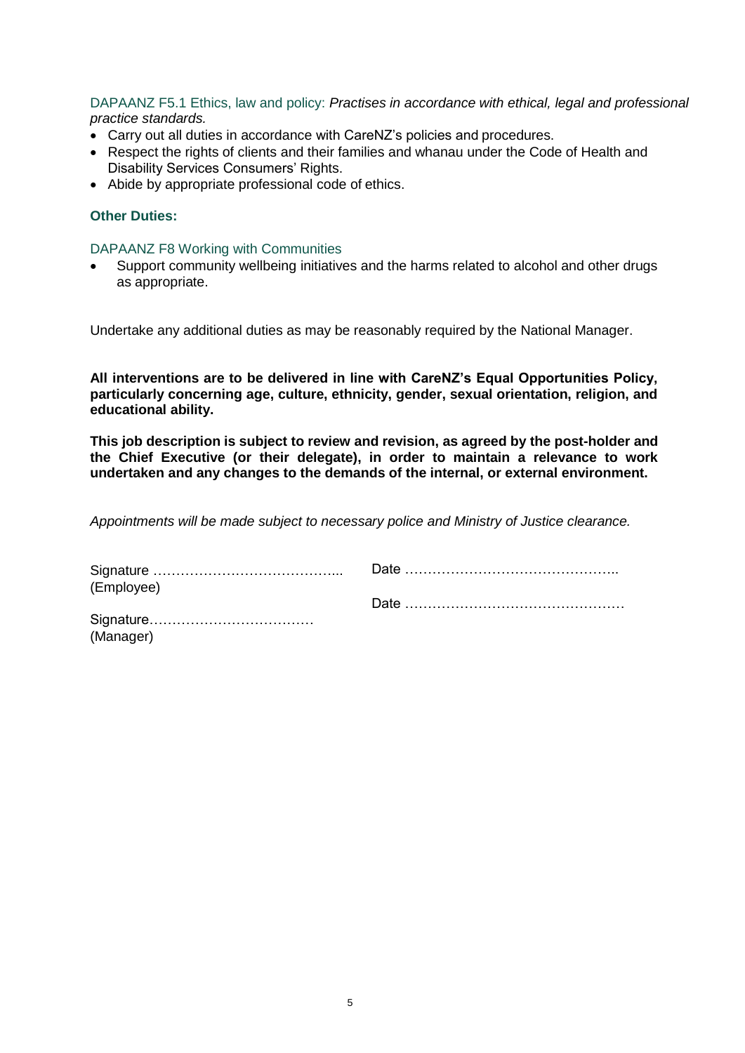DAPAANZ F5.1 Ethics, law and policy: *Practises in accordance with ethical, legal and professional practice standards.*

- Carry out all duties in accordance with CareNZ's policies and procedures.
- Respect the rights of clients and their families and whanau under the Code of Health and Disability Services Consumers' Rights.
- Abide by appropriate professional code of ethics.

**Other Duties:**

DAPAANZ F8 Working with Communities

- Support community wellbeing initiatives and the harms related to alcohol and other drugs as appropriate.

Undertake any additional duties as may be reasonably required by the National Manager.

**All interventions are to be delivered in line with CareNZ's Equal Opportunities Policy, particularly concerning age, culture, ethnicity, gender, sexual orientation, religion, and educational ability.**

**This job description is subject to review and revision, as agreed by the post-holder and the Chief Executive (or their delegate), in order to maintain a relevance to work undertaken and any changes to the demands of the internal, or external environment.**

*Appointments will be made subject to necessary police and Ministry of Justice clearance.*

Signature …………………………………... (Employee)    Date ………………………………………..

Signature……………………………… (Manager)    Date …………………………………………